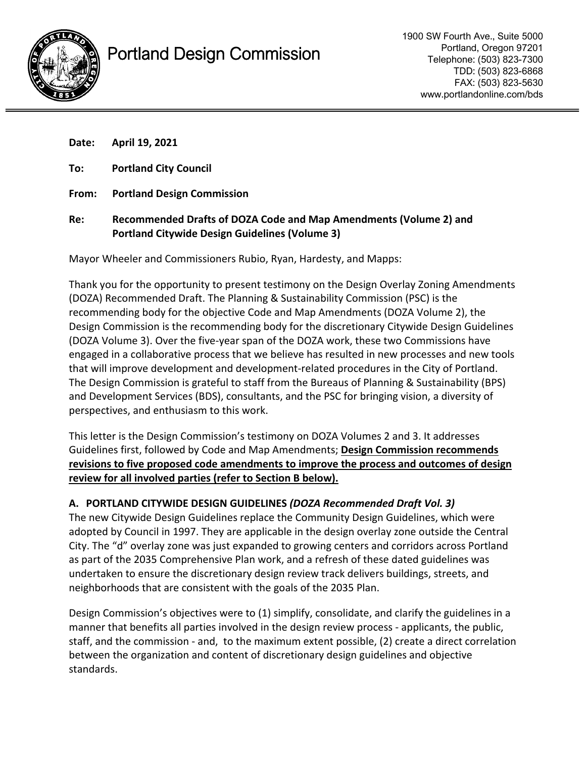# Portland Design Commission

1900 SW Fourth Ave., Suite 5000
Portland, Oregon 97201
Telephone: (503) 823-7300
TDD: (503) 823-6868
FAX: (503) 823-5630
www.portlandonline.com/bds

---

**Date:** **April 19, 2021**

**To:** **Portland City Council**

**From:** **Portland Design Commission**

**Re:** **Recommended Drafts of DOZA Code and Map Amendments (Volume 2) and Portland Citywide Design Guidelines (Volume 3)**

Mayor Wheeler and Commissioners Rubio, Ryan, Hardesty, and Mapps:

Thank you for the opportunity to present testimony on the Design Overlay Zoning Amendments (DOZA) Recommended Draft. The Planning & Sustainability Commission (PSC) is the recommending body for the objective Code and Map Amendments (DOZA Volume 2), the Design Commission is the recommending body for the discretionary Citywide Design Guidelines (DOZA Volume 3). Over the five-year span of the DOZA work, these two Commissions have engaged in a collaborative process that we believe has resulted in new processes and new tools that will improve development and development-related procedures in the City of Portland. The Design Commission is grateful to staff from the Bureaus of Planning & Sustainability (BPS) and Development Services (BDS), consultants, and the PSC for bringing vision, a diversity of perspectives, and enthusiasm to this work.

This letter is the Design Commission's testimony on DOZA Volumes 2 and 3. It addresses Guidelines first, followed by Code and Map Amendments; **Design Commission recommends revisions to five proposed code amendments to improve the process and outcomes of design review for all involved parties (refer to Section B below).**

## A. PORTLAND CITYWIDE DESIGN GUIDELINES *(DOZA Recommended Draft Vol. 3)*

The new Citywide Design Guidelines replace the Community Design Guidelines, which were adopted by Council in 1997. They are applicable in the design overlay zone outside the Central City. The "d" overlay zone was just expanded to growing centers and corridors across Portland as part of the 2035 Comprehensive Plan work, and a refresh of these dated guidelines was undertaken to ensure the discretionary design review track delivers buildings, streets, and neighborhoods that are consistent with the goals of the 2035 Plan.

Design Commission's objectives were to (1) simplify, consolidate, and clarify the guidelines in a manner that benefits all parties involved in the design review process - applicants, the public, staff, and the commission - and, to the maximum extent possible, (2) create a direct correlation between the organization and content of discretionary design guidelines and objective standards.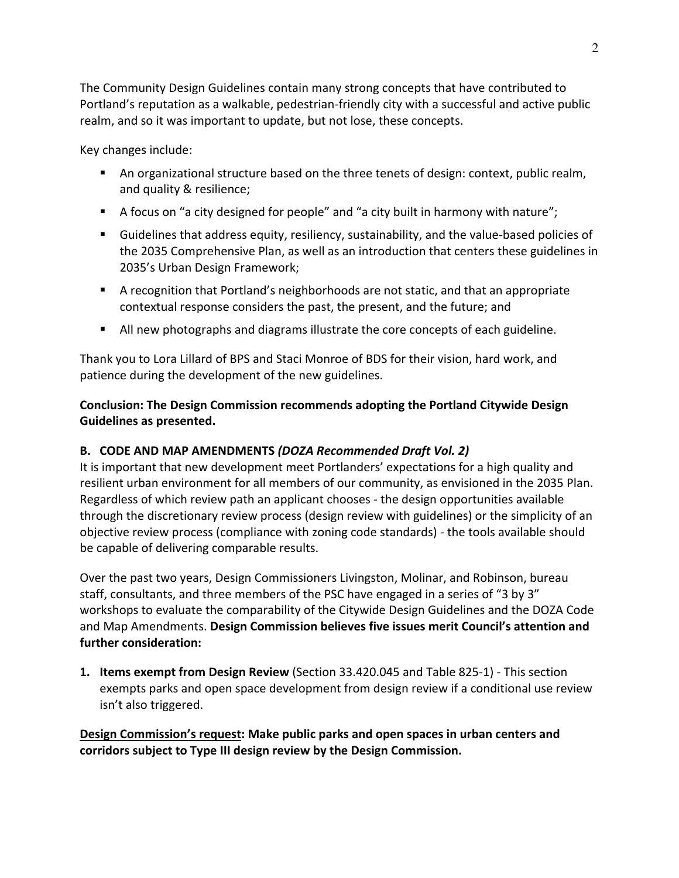The Community Design Guidelines contain many strong concepts that have contributed to Portland's reputation as a walkable, pedestrian-friendly city with a successful and active public realm, and so it was important to update, but not lose, these concepts.

Key changes include:

- An organizational structure based on the three tenets of design: context, public realm, and quality & resilience;
- A focus on "a city designed for people" and "a city built in harmony with nature";
- Guidelines that address equity, resiliency, sustainability, and the value-based policies of the 2035 Comprehensive Plan, as well as an introduction that centers these guidelines in 2035's Urban Design Framework;
- A recognition that Portland's neighborhoods are not static, and that an appropriate contextual response considers the past, the present, and the future; and
- All new photographs and diagrams illustrate the core concepts of each guideline.

Thank you to Lora Lillard of BPS and Staci Monroe of BDS for their vision, hard work, and patience during the development of the new guidelines.

**Conclusion: The Design Commission recommends adopting the Portland Citywide Design Guidelines as presented.**

### B. CODE AND MAP AMENDMENTS *(DOZA Recommended Draft Vol. 2)*

It is important that new development meet Portlanders' expectations for a high quality and resilient urban environment for all members of our community, as envisioned in the 2035 Plan. Regardless of which review path an applicant chooses - the design opportunities available through the discretionary review process (design review with guidelines) or the simplicity of an objective review process (compliance with zoning code standards) - the tools available should be capable of delivering comparable results.

Over the past two years, Design Commissioners Livingston, Molinar, and Robinson, bureau staff, consultants, and three members of the PSC have engaged in a series of "3 by 3" workshops to evaluate the comparability of the Citywide Design Guidelines and the DOZA Code and Map Amendments. **Design Commission believes five issues merit Council's attention and further consideration:**

1. **Items exempt from Design Review** (Section 33.420.045 and Table 825-1) - This section exempts parks and open space development from design review if a conditional use review isn't also triggered.

**<u>Design Commission's request</u>: Make public parks and open spaces in urban centers and corridors subject to Type III design review by the Design Commission.**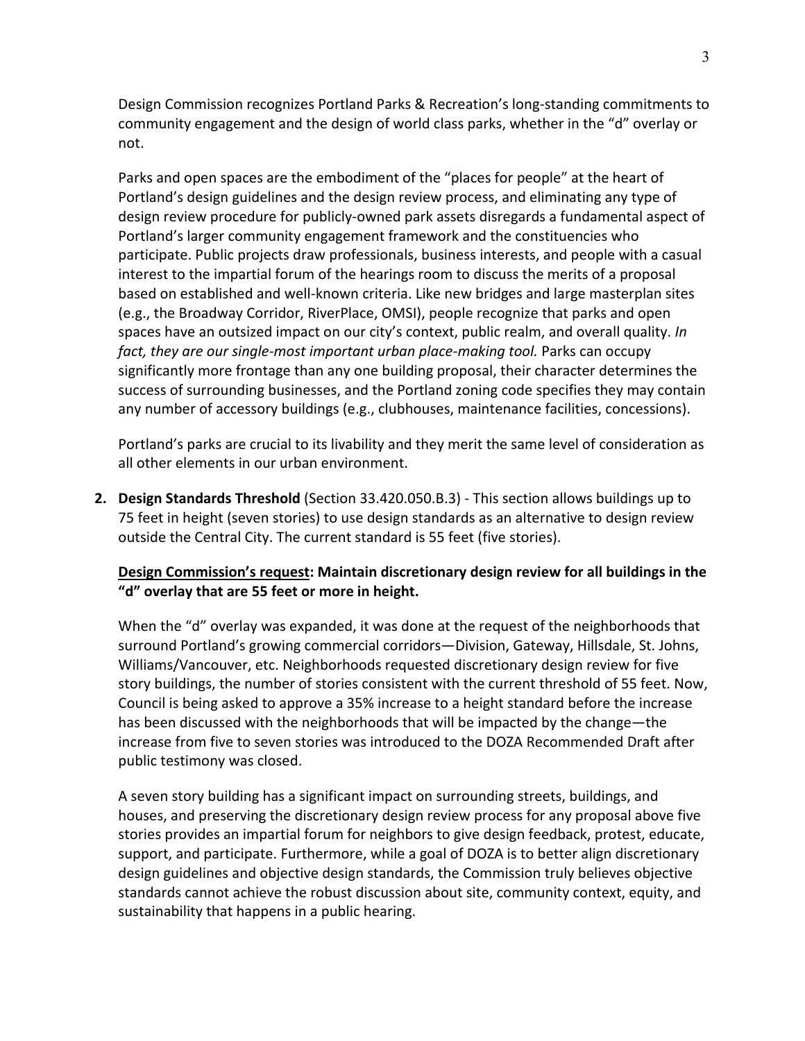Design Commission recognizes Portland Parks & Recreation's long-standing commitments to community engagement and the design of world class parks, whether in the "d" overlay or not.

Parks and open spaces are the embodiment of the "places for people" at the heart of Portland's design guidelines and the design review process, and eliminating any type of design review procedure for publicly-owned park assets disregards a fundamental aspect of Portland's larger community engagement framework and the constituencies who participate. Public projects draw professionals, business interests, and people with a casual interest to the impartial forum of the hearings room to discuss the merits of a proposal based on established and well-known criteria. Like new bridges and large masterplan sites (e.g., the Broadway Corridor, RiverPlace, OMSI), people recognize that parks and open spaces have an outsized impact on our city's context, public realm, and overall quality. *In fact, they are our single-most important urban place-making tool.* Parks can occupy significantly more frontage than any one building proposal, their character determines the success of surrounding businesses, and the Portland zoning code specifies they may contain any number of accessory buildings (e.g., clubhouses, maintenance facilities, concessions).

Portland's parks are crucial to its livability and they merit the same level of consideration as all other elements in our urban environment.

2. **Design Standards Threshold** (Section 33.420.050.B.3) - This section allows buildings up to 75 feet in height (seven stories) to use design standards as an alternative to design review outside the Central City. The current standard is 55 feet (five stories).

   **<u>Design Commission's request</u>: Maintain discretionary design review for all buildings in the "d" overlay that are 55 feet or more in height.**

   When the "d" overlay was expanded, it was done at the request of the neighborhoods that surround Portland's growing commercial corridors—Division, Gateway, Hillsdale, St. Johns, Williams/Vancouver, etc. Neighborhoods requested discretionary design review for five story buildings, the number of stories consistent with the current threshold of 55 feet. Now, Council is being asked to approve a 35% increase to a height standard before the increase has been discussed with the neighborhoods that will be impacted by the change—the increase from five to seven stories was introduced to the DOZA Recommended Draft after public testimony was closed.

   A seven story building has a significant impact on surrounding streets, buildings, and houses, and preserving the discretionary design review process for any proposal above five stories provides an impartial forum for neighbors to give design feedback, protest, educate, support, and participate. Furthermore, while a goal of DOZA is to better align discretionary design guidelines and objective design standards, the Commission truly believes objective standards cannot achieve the robust discussion about site, community context, equity, and sustainability that happens in a public hearing.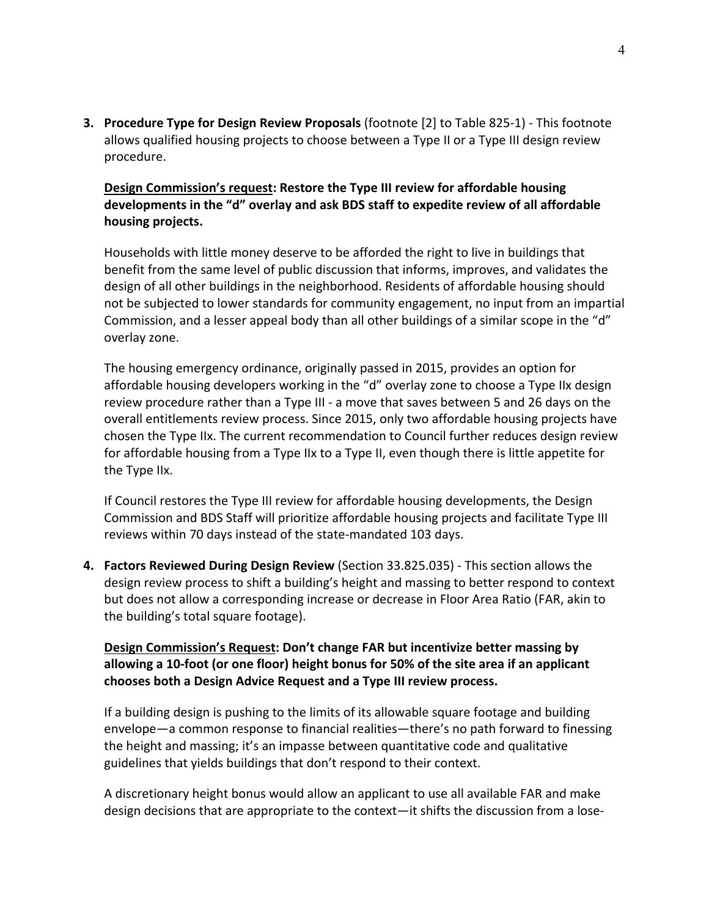3. **Procedure Type for Design Review Proposals** (footnote [2] to Table 825-1) - This footnote allows qualified housing projects to choose between a Type II or a Type III design review procedure.

   **<u>Design Commission's request</u>: Restore the Type III review for affordable housing developments in the "d" overlay and ask BDS staff to expedite review of all affordable housing projects.**

   Households with little money deserve to be afforded the right to live in buildings that benefit from the same level of public discussion that informs, improves, and validates the design of all other buildings in the neighborhood. Residents of affordable housing should not be subjected to lower standards for community engagement, no input from an impartial Commission, and a lesser appeal body than all other buildings of a similar scope in the "d" overlay zone.

   The housing emergency ordinance, originally passed in 2015, provides an option for affordable housing developers working in the "d" overlay zone to choose a Type IIx design review procedure rather than a Type III - a move that saves between 5 and 26 days on the overall entitlements review process. Since 2015, only two affordable housing projects have chosen the Type IIx. The current recommendation to Council further reduces design review for affordable housing from a Type IIx to a Type II, even though there is little appetite for the Type IIx.

   If Council restores the Type III review for affordable housing developments, the Design Commission and BDS Staff will prioritize affordable housing projects and facilitate Type III reviews within 70 days instead of the state-mandated 103 days.

4. **Factors Reviewed During Design Review** (Section 33.825.035) - This section allows the design review process to shift a building's height and massing to better respond to context but does not allow a corresponding increase or decrease in Floor Area Ratio (FAR, akin to the building's total square footage).

   **<u>Design Commission's Request</u>: Don't change FAR but incentivize better massing by allowing a 10-foot (or one floor) height bonus for 50% of the site area if an applicant chooses both a Design Advice Request and a Type III review process.**

   If a building design is pushing to the limits of its allowable square footage and building envelope—a common response to financial realities—there's no path forward to finessing the height and massing; it's an impasse between quantitative code and qualitative guidelines that yields buildings that don't respond to their context.

   A discretionary height bonus would allow an applicant to use all available FAR and make design decisions that are appropriate to the context—it shifts the discussion from a lose-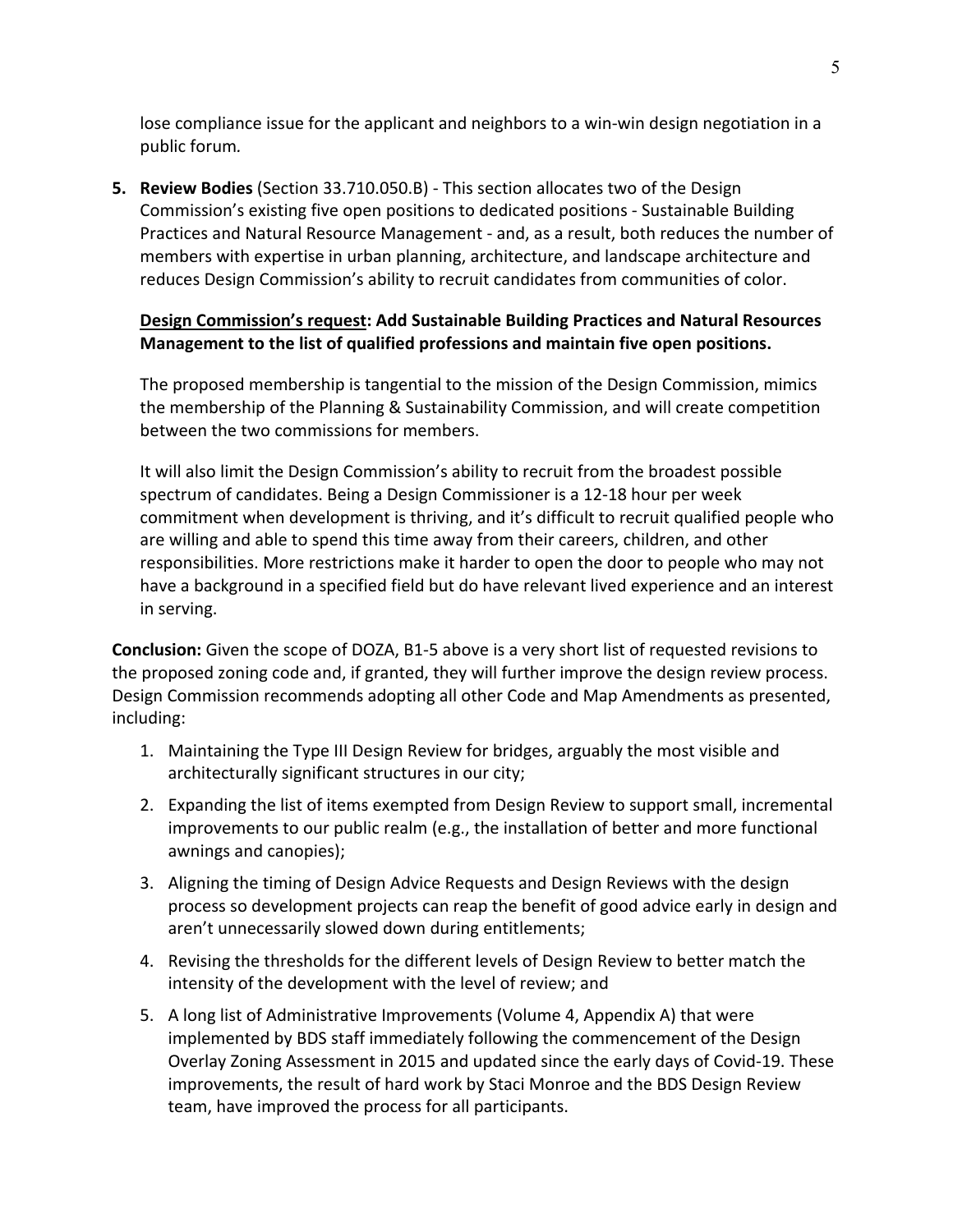lose compliance issue for the applicant and neighbors to a win-win design negotiation in a public forum.

5. **Review Bodies** (Section 33.710.050.B) - This section allocates two of the Design Commission's existing five open positions to dedicated positions - Sustainable Building Practices and Natural Resource Management - and, as a result, both reduces the number of members with expertise in urban planning, architecture, and landscape architecture and reduces Design Commission's ability to recruit candidates from communities of color.

   **<u>Design Commission's request</u>: Add Sustainable Building Practices and Natural Resources Management to the list of qualified professions and maintain five open positions.**

   The proposed membership is tangential to the mission of the Design Commission, mimics the membership of the Planning & Sustainability Commission, and will create competition between the two commissions for members.

   It will also limit the Design Commission's ability to recruit from the broadest possible spectrum of candidates. Being a Design Commissioner is a 12-18 hour per week commitment when development is thriving, and it's difficult to recruit qualified people who are willing and able to spend this time away from their careers, children, and other responsibilities. More restrictions make it harder to open the door to people who may not have a background in a specified field but do have relevant lived experience and an interest in serving.

**Conclusion:** Given the scope of DOZA, B1-5 above is a very short list of requested revisions to the proposed zoning code and, if granted, they will further improve the design review process. Design Commission recommends adopting all other Code and Map Amendments as presented, including:

1. Maintaining the Type III Design Review for bridges, arguably the most visible and architecturally significant structures in our city;
2. Expanding the list of items exempted from Design Review to support small, incremental improvements to our public realm (e.g., the installation of better and more functional awnings and canopies);
3. Aligning the timing of Design Advice Requests and Design Reviews with the design process so development projects can reap the benefit of good advice early in design and aren't unnecessarily slowed down during entitlements;
4. Revising the thresholds for the different levels of Design Review to better match the intensity of the development with the level of review; and
5. A long list of Administrative Improvements (Volume 4, Appendix A) that were implemented by BDS staff immediately following the commencement of the Design Overlay Zoning Assessment in 2015 and updated since the early days of Covid-19. These improvements, the result of hard work by Staci Monroe and the BDS Design Review team, have improved the process for all participants.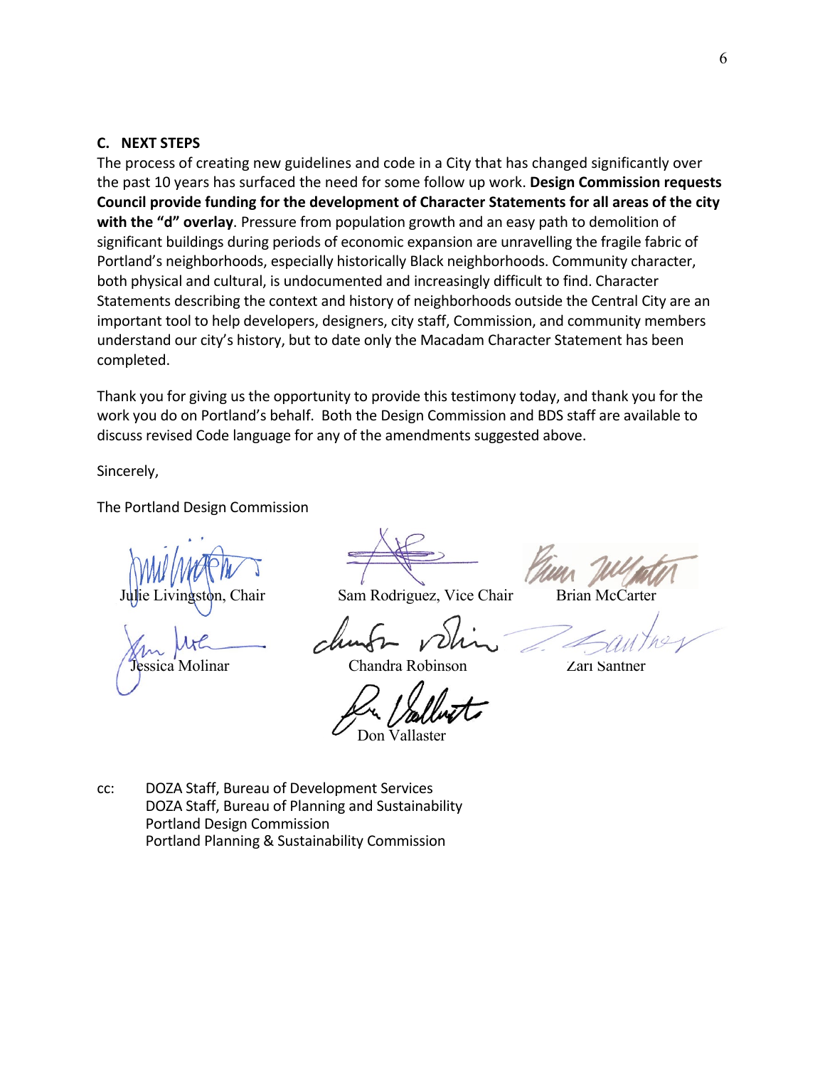### C. NEXT STEPS

The process of creating new guidelines and code in a City that has changed significantly over the past 10 years has surfaced the need for some follow up work. **Design Commission requests Council provide funding for the development of Character Statements for all areas of the city with the "d" overlay**. Pressure from population growth and an easy path to demolition of significant buildings during periods of economic expansion are unravelling the fragile fabric of Portland's neighborhoods, especially historically Black neighborhoods. Community character, both physical and cultural, is undocumented and increasingly difficult to find. Character Statements describing the context and history of neighborhoods outside the Central City are an important tool to help developers, designers, city staff, Commission, and community members understand our city's history, but to date only the Macadam Character Statement has been completed.

Thank you for giving us the opportunity to provide this testimony today, and thank you for the work you do on Portland's behalf. Both the Design Commission and BDS staff are available to discuss revised Code language for any of the amendments suggested above.

Sincerely,

The Portland Design Commission

Julie Livingston, Chair

Sam Rodriguez, Vice Chair

Brian McCarter

Jessica Molinar

Chandra Robinson

Zari Santner

Don Vallaster

cc: DOZA Staff, Bureau of Development Services
DOZA Staff, Bureau of Planning and Sustainability
Portland Design Commission
Portland Planning & Sustainability Commission